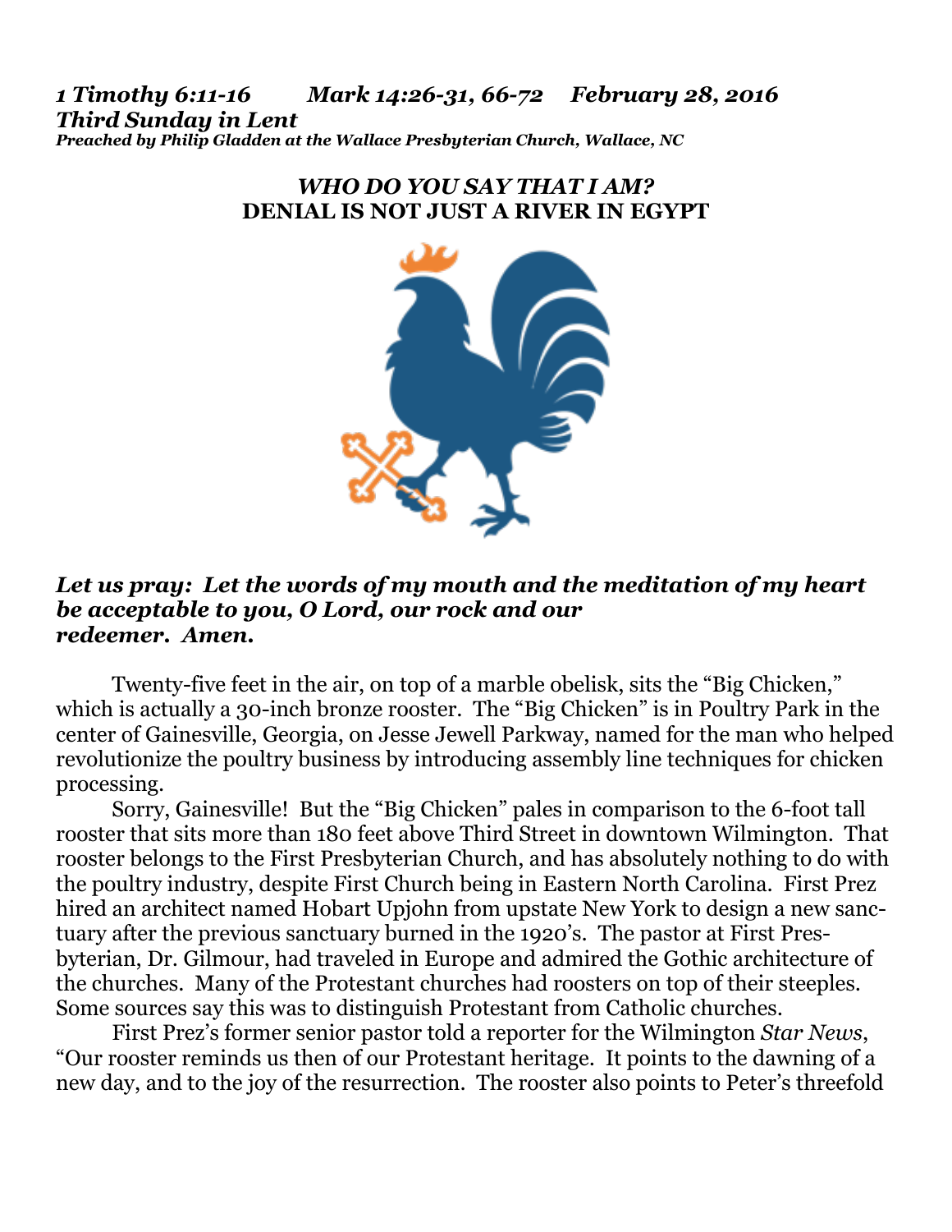***1 Timothy 6:11-16 Mark 14:26-31, 66-72 February 28, 2016***
***Third Sunday in Lent***
***Preached by Philip Gladden at the Wallace Presbyterian Church, Wallace, NC***

## *WHO DO YOU SAY THAT I AM?*
## DENIAL IS NOT JUST A RIVER IN EGYPT

***Let us pray: Let the words of my mouth and the meditation of my heart be acceptable to you, O Lord, our rock and our redeemer. Amen.***

Twenty-five feet in the air, on top of a marble obelisk, sits the "Big Chicken," which is actually a 30-inch bronze rooster. The "Big Chicken" is in Poultry Park in the center of Gainesville, Georgia, on Jesse Jewell Parkway, named for the man who helped revolutionize the poultry business by introducing assembly line techniques for chicken processing.

Sorry, Gainesville! But the "Big Chicken" pales in comparison to the 6-foot tall rooster that sits more than 180 feet above Third Street in downtown Wilmington. That rooster belongs to the First Presbyterian Church, and has absolutely nothing to do with the poultry industry, despite First Church being in Eastern North Carolina. First Prez hired an architect named Hobart Upjohn from upstate New York to design a new sanctuary after the previous sanctuary burned in the 1920's. The pastor at First Presbyterian, Dr. Gilmour, had traveled in Europe and admired the Gothic architecture of the churches. Many of the Protestant churches had roosters on top of their steeples. Some sources say this was to distinguish Protestant from Catholic churches.

First Prez's former senior pastor told a reporter for the Wilmington *Star News*, "Our rooster reminds us then of our Protestant heritage. It points to the dawning of a new day, and to the joy of the resurrection. The rooster also points to Peter's threefold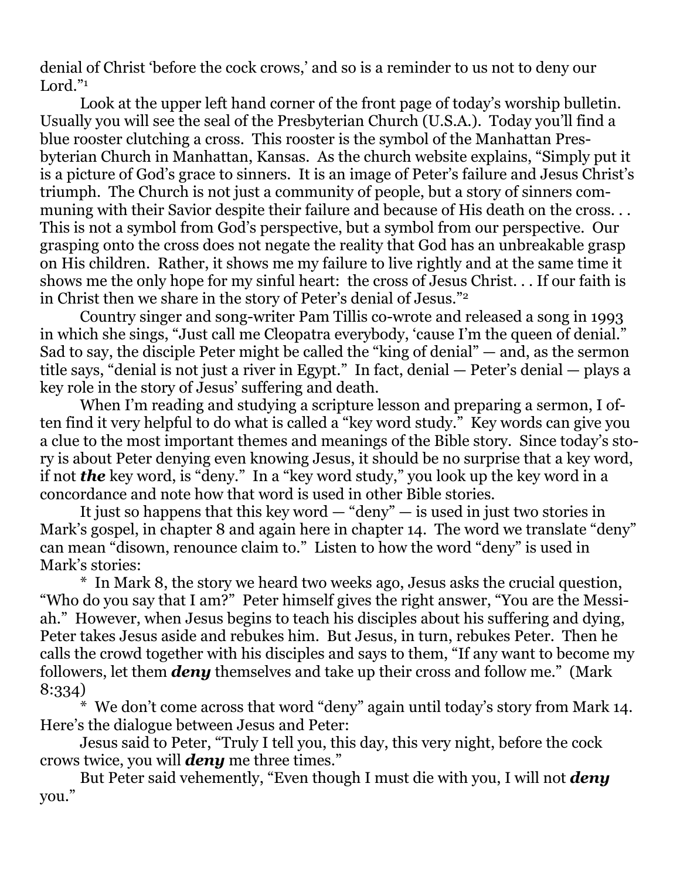denial of Christ 'before the cock crows,' and so is a reminder to us not to deny our Lord."[1]

Look at the upper left hand corner of the front page of today's worship bulletin. Usually you will see the seal of the Presbyterian Church (U.S.A.). Today you'll find a blue rooster clutching a cross. This rooster is the symbol of the Manhattan Presbyterian Church in Manhattan, Kansas. As the church website explains, "Simply put it is a picture of God's grace to sinners. It is an image of Peter's failure and Jesus Christ's triumph. The Church is not just a community of people, but a story of sinners communing with their Savior despite their failure and because of His death on the cross. . . This is not a symbol from God's perspective, but a symbol from our perspective. Our grasping onto the cross does not negate the reality that God has an unbreakable grasp on His children. Rather, it shows me my failure to live rightly and at the same time it shows me the only hope for my sinful heart: the cross of Jesus Christ. . . If our faith is in Christ then we share in the story of Peter's denial of Jesus."[2]

Country singer and song-writer Pam Tillis co-wrote and released a song in 1993 in which she sings, "Just call me Cleopatra everybody, 'cause I'm the queen of denial." Sad to say, the disciple Peter might be called the "king of denial" — and, as the sermon title says, "denial is not just a river in Egypt." In fact, denial — Peter's denial — plays a key role in the story of Jesus' suffering and death.

When I'm reading and studying a scripture lesson and preparing a sermon, I often find it very helpful to do what is called a "key word study." Key words can give you a clue to the most important themes and meanings of the Bible story. Since today's story is about Peter denying even knowing Jesus, it should be no surprise that a key word, if not ***the*** key word, is "deny." In a "key word study," you look up the key word in a concordance and note how that word is used in other Bible stories.

It just so happens that this key word — "deny" — is used in just two stories in Mark's gospel, in chapter 8 and again here in chapter 14. The word we translate "deny" can mean "disown, renounce claim to." Listen to how the word "deny" is used in Mark's stories:

\* In Mark 8, the story we heard two weeks ago, Jesus asks the crucial question, "Who do you say that I am?" Peter himself gives the right answer, "You are the Messiah." However, when Jesus begins to teach his disciples about his suffering and dying, Peter takes Jesus aside and rebukes him. But Jesus, in turn, rebukes Peter. Then he calls the crowd together with his disciples and says to them, "If any want to become my followers, let them ***deny*** themselves and take up their cross and follow me." (Mark 8:334)

\* We don't come across that word "deny" again until today's story from Mark 14. Here's the dialogue between Jesus and Peter:

Jesus said to Peter, "Truly I tell you, this day, this very night, before the cock crows twice, you will ***deny*** me three times."

But Peter said vehemently, "Even though I must die with you, I will not ***deny*** you."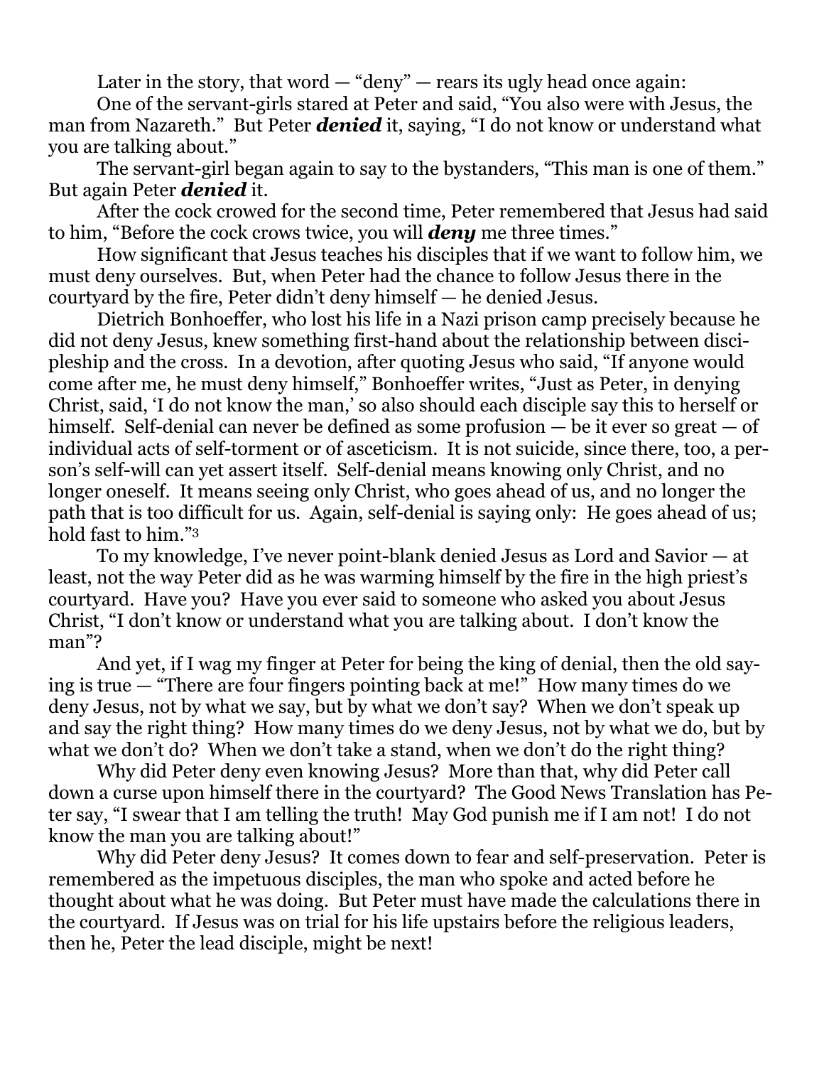Later in the story, that word — "deny" — rears its ugly head once again:

One of the servant-girls stared at Peter and said, "You also were with Jesus, the man from Nazareth." But Peter ***denied*** it, saying, "I do not know or understand what you are talking about."

The servant-girl began again to say to the bystanders, "This man is one of them." But again Peter ***denied*** it.

After the cock crowed for the second time, Peter remembered that Jesus had said to him, "Before the cock crows twice, you will ***deny*** me three times."

How significant that Jesus teaches his disciples that if we want to follow him, we must deny ourselves. But, when Peter had the chance to follow Jesus there in the courtyard by the fire, Peter didn't deny himself — he denied Jesus.

Dietrich Bonhoeffer, who lost his life in a Nazi prison camp precisely because he did not deny Jesus, knew something first-hand about the relationship between discipleship and the cross. In a devotion, after quoting Jesus who said, "If anyone would come after me, he must deny himself," Bonhoeffer writes, "Just as Peter, in denying Christ, said, 'I do not know the man,' so also should each disciple say this to herself or himself. Self-denial can never be defined as some profusion — be it ever so great — of individual acts of self-torment or of asceticism. It is not suicide, since there, too, a person's self-will can yet assert itself. Self-denial means knowing only Christ, and no longer oneself. It means seeing only Christ, who goes ahead of us, and no longer the path that is too difficult for us. Again, self-denial is saying only: He goes ahead of us; hold fast to him."[3]

To my knowledge, I've never point-blank denied Jesus as Lord and Savior — at least, not the way Peter did as he was warming himself by the fire in the high priest's courtyard. Have you? Have you ever said to someone who asked you about Jesus Christ, "I don't know or understand what you are talking about. I don't know the man"?

And yet, if I wag my finger at Peter for being the king of denial, then the old saying is true — "There are four fingers pointing back at me!" How many times do we deny Jesus, not by what we say, but by what we don't say? When we don't speak up and say the right thing? How many times do we deny Jesus, not by what we do, but by what we don't do? When we don't take a stand, when we don't do the right thing?

Why did Peter deny even knowing Jesus? More than that, why did Peter call down a curse upon himself there in the courtyard? The Good News Translation has Peter say, "I swear that I am telling the truth! May God punish me if I am not! I do not know the man you are talking about!"

Why did Peter deny Jesus? It comes down to fear and self-preservation. Peter is remembered as the impetuous disciples, the man who spoke and acted before he thought about what he was doing. But Peter must have made the calculations there in the courtyard. If Jesus was on trial for his life upstairs before the religious leaders, then he, Peter the lead disciple, might be next!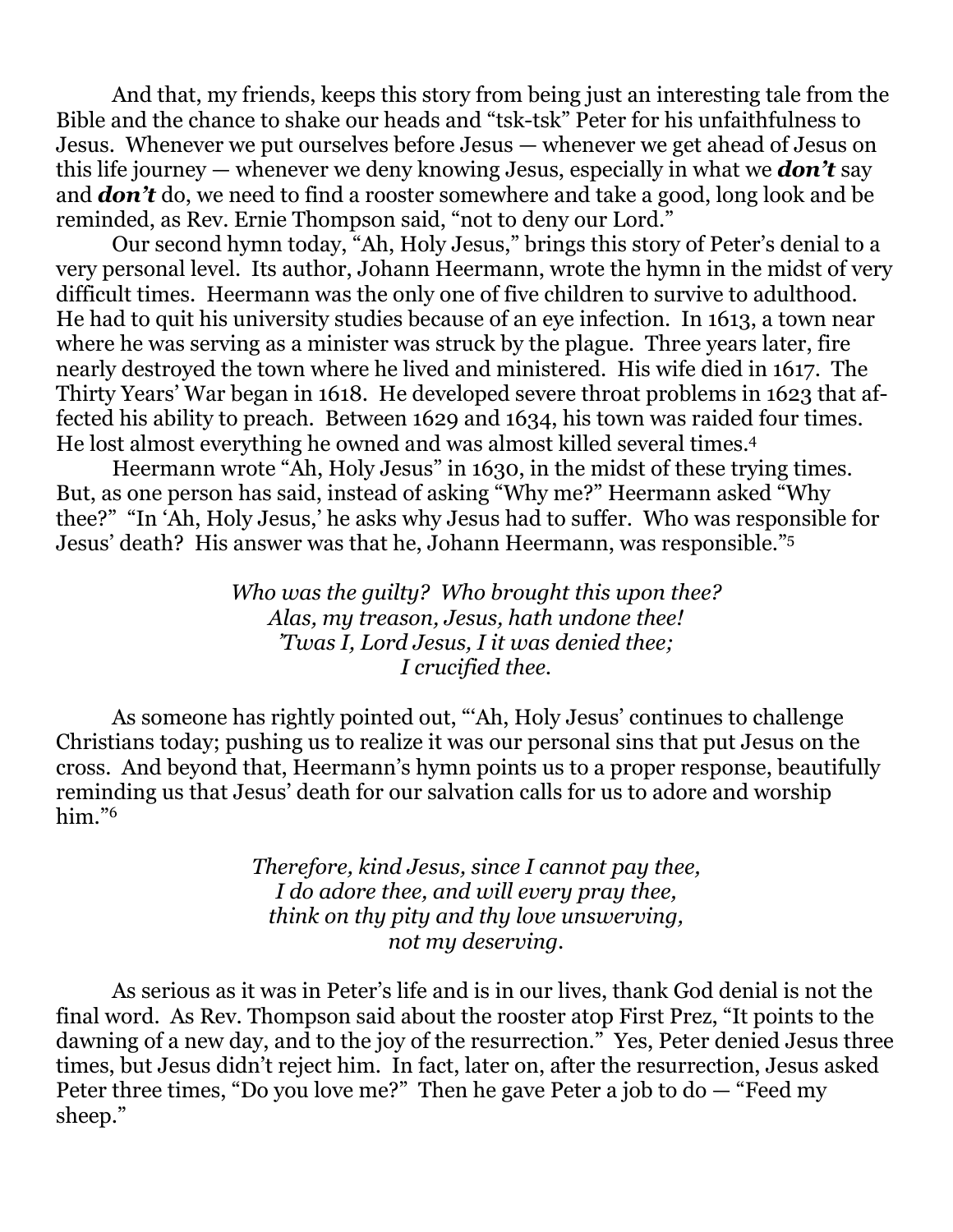And that, my friends, keeps this story from being just an interesting tale from the Bible and the chance to shake our heads and "tsk-tsk" Peter for his unfaithfulness to Jesus. Whenever we put ourselves before Jesus — whenever we get ahead of Jesus on this life journey — whenever we deny knowing Jesus, especially in what we ***don't*** say and ***don't*** do, we need to find a rooster somewhere and take a good, long look and be reminded, as Rev. Ernie Thompson said, "not to deny our Lord."

Our second hymn today, "Ah, Holy Jesus," brings this story of Peter's denial to a very personal level. Its author, Johann Heermann, wrote the hymn in the midst of very difficult times. Heermann was the only one of five children to survive to adulthood. He had to quit his university studies because of an eye infection. In 1613, a town near where he was serving as a minister was struck by the plague. Three years later, fire nearly destroyed the town where he lived and ministered. His wife died in 1617. The Thirty Years' War began in 1618. He developed severe throat problems in 1623 that affected his ability to preach. Between 1629 and 1634, his town was raided four times. He lost almost everything he owned and was almost killed several times.[4]

Heermann wrote "Ah, Holy Jesus" in 1630, in the midst of these trying times. But, as one person has said, instead of asking "Why me?" Heermann asked "Why thee?" "In 'Ah, Holy Jesus,' he asks why Jesus had to suffer. Who was responsible for Jesus' death? His answer was that he, Johann Heermann, was responsible."[5]

*Who was the guilty? Who brought this upon thee?*
*Alas, my treason, Jesus, hath undone thee!*
*'Twas I, Lord Jesus, I it was denied thee;*
*I crucified thee.*

As someone has rightly pointed out, "'Ah, Holy Jesus' continues to challenge Christians today; pushing us to realize it was our personal sins that put Jesus on the cross. And beyond that, Heermann's hymn points us to a proper response, beautifully reminding us that Jesus' death for our salvation calls for us to adore and worship him."[6]

*Therefore, kind Jesus, since I cannot pay thee,*
*I do adore thee, and will every pray thee,*
*think on thy pity and thy love unswerving,*
*not my deserving.*

As serious as it was in Peter's life and is in our lives, thank God denial is not the final word. As Rev. Thompson said about the rooster atop First Prez, "It points to the dawning of a new day, and to the joy of the resurrection." Yes, Peter denied Jesus three times, but Jesus didn't reject him. In fact, later on, after the resurrection, Jesus asked Peter three times, "Do you love me?" Then he gave Peter a job to do — "Feed my sheep."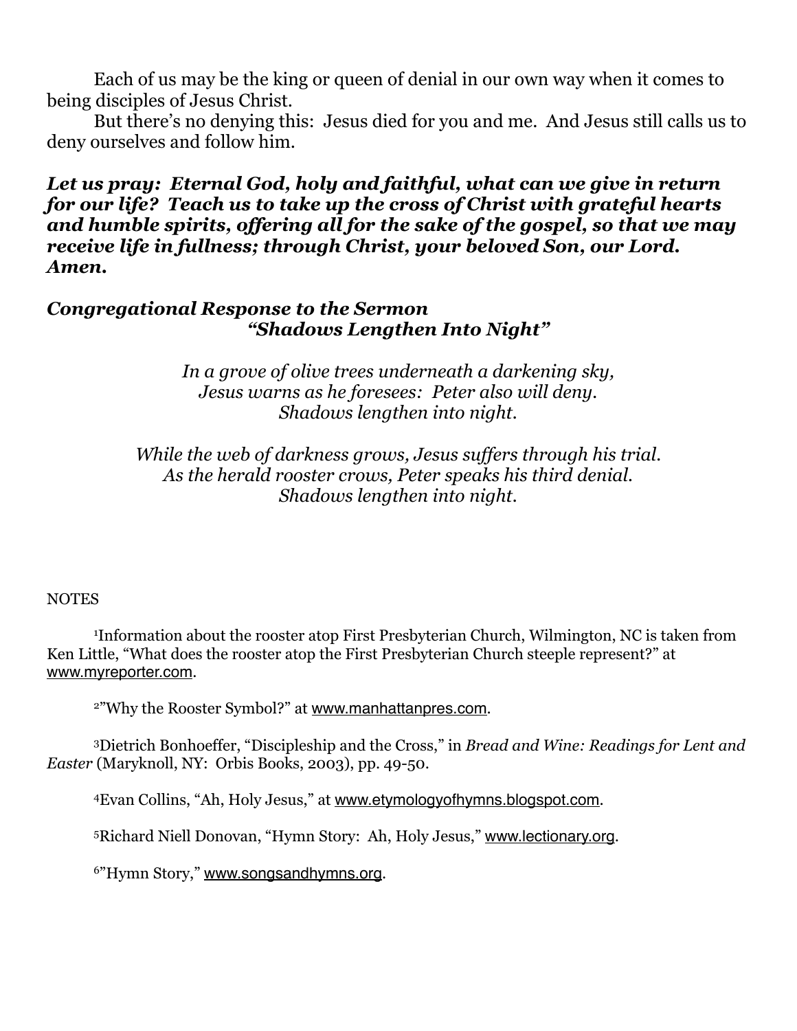Each of us may be the king or queen of denial in our own way when it comes to being disciples of Jesus Christ.

But there's no denying this: Jesus died for you and me. And Jesus still calls us to deny ourselves and follow him.

***Let us pray: Eternal God, holy and faithful, what can we give in return for our life? Teach us to take up the cross of Christ with grateful hearts and humble spirits, offering all for the sake of the gospel, so that we may receive life in fullness; through Christ, your beloved Son, our Lord. Amen.***

***Congregational Response to the Sermon***
***"Shadows Lengthen Into Night"***

*In a grove of olive trees underneath a darkening sky,*
*Jesus warns as he foresees: Peter also will deny.*
*Shadows lengthen into night.*

*While the web of darkness grows, Jesus suffers through his trial.*
*As the herald rooster crows, Peter speaks his third denial.*
*Shadows lengthen into night.*

NOTES

[1]Information about the rooster atop First Presbyterian Church, Wilmington, NC is taken from Ken Little, "What does the rooster atop the First Presbyterian Church steeple represent?" at www.myreporter.com.

[2]"Why the Rooster Symbol?" at www.manhattanpres.com.

[3]Dietrich Bonhoeffer, "Discipleship and the Cross," in *Bread and Wine: Readings for Lent and Easter* (Maryknoll, NY: Orbis Books, 2003), pp. 49-50.

[4]Evan Collins, "Ah, Holy Jesus," at www.etymologyofhymns.blogspot.com.

[5]Richard Niell Donovan, "Hymn Story: Ah, Holy Jesus," www.lectionary.org.

[6]"Hymn Story," www.songsandhymns.org.